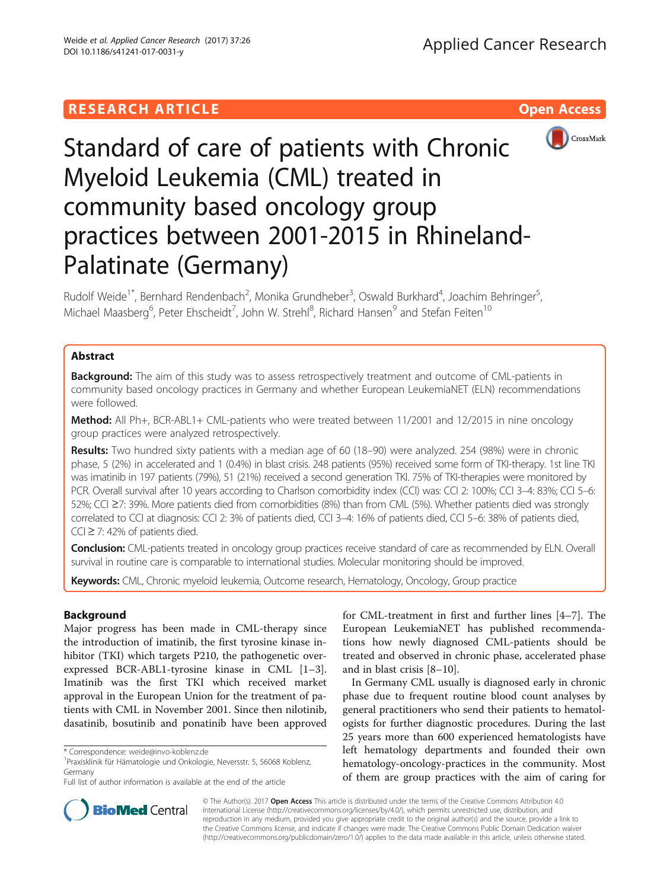RESEARCH ARTICLE

Open Access

# Standard of care of patients with Chronic Myeloid Leukemia (CML) treated in community based oncology group practices between 2001-2015 in Rhineland-Palatinate (Germany)

Rudolf Weide[1*], Bernhard Rendenbach[2], Monika Grundheber[3], Oswald Burkhard[4], Joachim Behringer[5], Michael Maasberg[6], Peter Ehscheidt[7], John W. Strehl[8], Richard Hansen[9] and Stefan Feiten[10]

## Abstract

**Background:** The aim of this study was to assess retrospectively treatment and outcome of CML-patients in community based oncology practices in Germany and whether European LeukemiaNET (ELN) recommendations were followed.

**Method:** All Ph+, BCR-ABL1+ CML-patients who were treated between 11/2001 and 12/2015 in nine oncology group practices were analyzed retrospectively.

**Results:** Two hundred sixty patients with a median age of 60 (18–90) were analyzed. 254 (98%) were in chronic phase, 5 (2%) in accelerated and 1 (0.4%) in blast crisis. 248 patients (95%) received some form of TKI-therapy. 1st line TKI was imatinib in 197 patients (79%), 51 (21%) received a second generation TKI. 75% of TKI-therapies were monitored by PCR. Overall survival after 10 years according to Charlson comorbidity index (CCI) was: CCI 2: 100%; CCI 3–4: 83%; CCI 5–6: 52%; CCI ≥7: 39%. More patients died from comorbidities (8%) than from CML (5%). Whether patients died was strongly correlated to CCI at diagnosis: CCI 2: 3% of patients died, CCI 3–4: 16% of patients died, CCI 5–6: 38% of patients died, CCI ≥ 7: 42% of patients died.

**Conclusion:** CML-patients treated in oncology group practices receive standard of care as recommended by ELN. Overall survival in routine care is comparable to international studies. Molecular monitoring should be improved.

**Keywords:** CML, Chronic myeloid leukemia, Outcome research, Hematology, Oncology, Group practice

## Background

Major progress has been made in CML-therapy since the introduction of imatinib, the first tyrosine kinase inhibitor (TKI) which targets P210, the pathogenetic overexpressed BCR-ABL1-tyrosine kinase in CML [1–3]. Imatinib was the first TKI which received market approval in the European Union for the treatment of patients with CML in November 2001. Since then nilotinib, dasatinib, bosutinib and ponatinib have been approved for CML-treatment in first and further lines [4–7]. The European LeukemiaNET has published recommendations how newly diagnosed CML-patients should be treated and observed in chronic phase, accelerated phase and in blast crisis [8–10].

In Germany CML usually is diagnosed early in chronic phase due to frequent routine blood count analyses by general practitioners who send their patients to hematologists for further diagnostic procedures. During the last 25 years more than 600 experienced hematologists have left hematology departments and founded their own hematology-oncology-practices in the community. Most of them are group practices with the aim of caring for

\* Correspondence: weide@invo-koblenz.de
[1]Praxisklinik für Hämatologie und Onkologie, Neversstr. 5, 56068 Koblenz, Germany
Full list of author information is available at the end of the article

© The Author(s). 2017 **Open Access** This article is distributed under the terms of the Creative Commons Attribution 4.0 International License (http://creativecommons.org/licenses/by/4.0/), which permits unrestricted use, distribution, and reproduction in any medium, provided you give appropriate credit to the original author(s) and the source, provide a link to the Creative Commons license, and indicate if changes were made. The Creative Commons Public Domain Dedication waiver (http://creativecommons.org/publicdomain/zero/1.0/) applies to the data made available in this article, unless otherwise stated.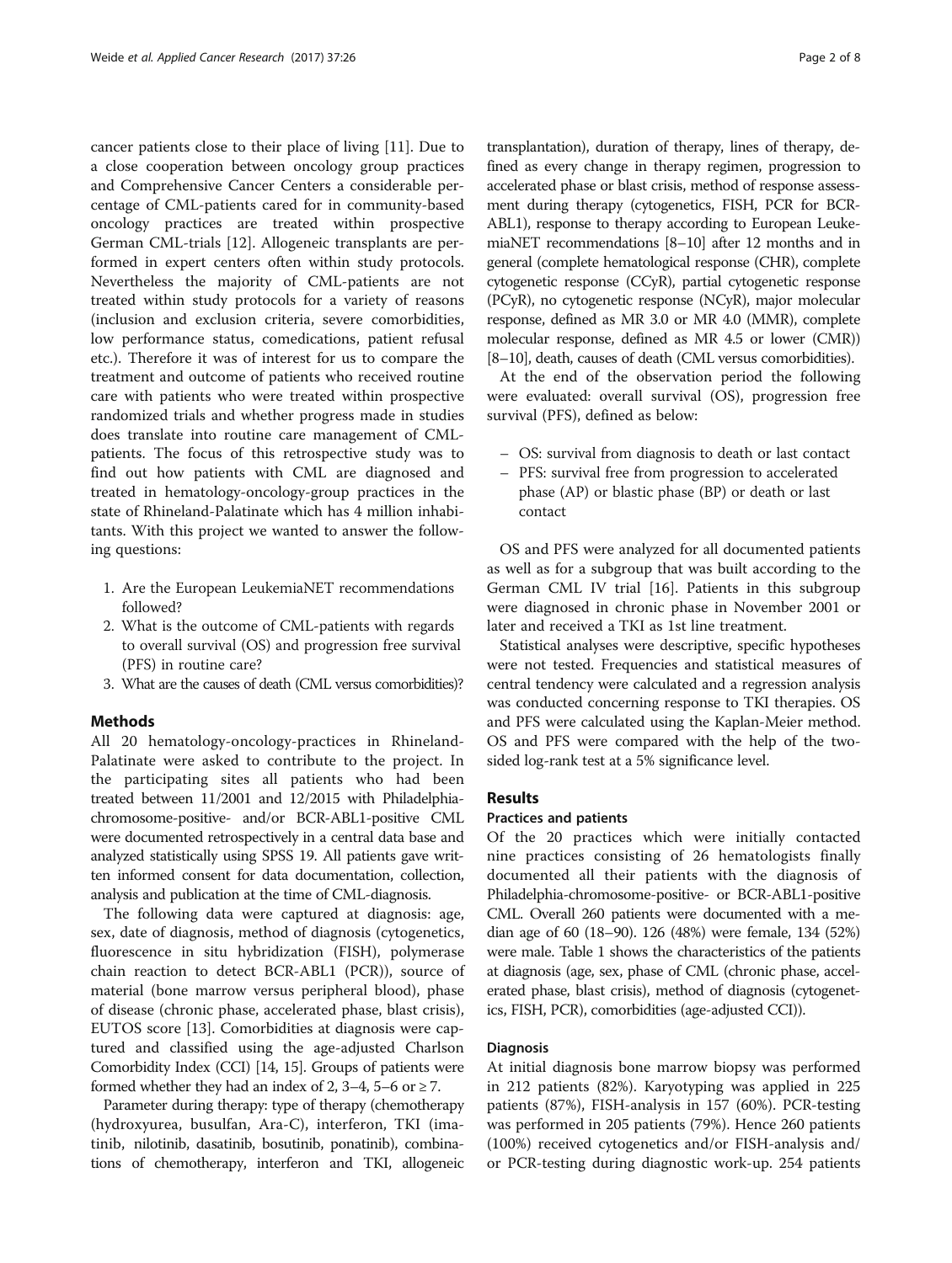cancer patients close to their place of living [11]. Due to a close cooperation between oncology group practices and Comprehensive Cancer Centers a considerable percentage of CML-patients cared for in community-based oncology practices are treated within prospective German CML-trials [12]. Allogeneic transplants are performed in expert centers often within study protocols. Nevertheless the majority of CML-patients are not treated within study protocols for a variety of reasons (inclusion and exclusion criteria, severe comorbidities, low performance status, comedications, patient refusal etc.). Therefore it was of interest for us to compare the treatment and outcome of patients who received routine care with patients who were treated within prospective randomized trials and whether progress made in studies does translate into routine care management of CML-patients. The focus of this retrospective study was to find out how patients with CML are diagnosed and treated in hematology-oncology-group practices in the state of Rhineland-Palatinate which has 4 million inhabitants. With this project we wanted to answer the following questions:

1. Are the European LeukemiaNET recommendations followed?
2. What is the outcome of CML-patients with regards to overall survival (OS) and progression free survival (PFS) in routine care?
3. What are the causes of death (CML versus comorbidities)?

## Methods

All 20 hematology-oncology-practices in Rhineland-Palatinate were asked to contribute to the project. In the participating sites all patients who had been treated between 11/2001 and 12/2015 with Philadelphia-chromosome-positive- and/or BCR-ABL1-positive CML were documented retrospectively in a central data base and analyzed statistically using SPSS 19. All patients gave written informed consent for data documentation, collection, analysis and publication at the time of CML-diagnosis.

The following data were captured at diagnosis: age, sex, date of diagnosis, method of diagnosis (cytogenetics, fluorescence in situ hybridization (FISH), polymerase chain reaction to detect BCR-ABL1 (PCR)), source of material (bone marrow versus peripheral blood), phase of disease (chronic phase, accelerated phase, blast crisis), EUTOS score [13]. Comorbidities at diagnosis were captured and classified using the age-adjusted Charlson Comorbidity Index (CCI) [14, 15]. Groups of patients were formed whether they had an index of 2, 3–4, 5–6 or ≥ 7.

Parameter during therapy: type of therapy (chemotherapy (hydroxyurea, busulfan, Ara-C), interferon, TKI (imatinib, nilotinib, dasatinib, bosutinib, ponatinib), combinations of chemotherapy, interferon and TKI, allogeneic transplantation), duration of therapy, lines of therapy, defined as every change in therapy regimen, progression to accelerated phase or blast crisis, method of response assessment during therapy (cytogenetics, FISH, PCR for BCR-ABL1), response to therapy according to European LeukemiaNET recommendations [8–10] after 12 months and in general (complete hematological response (CHR), complete cytogenetic response (CCyR), partial cytogenetic response (PCyR), no cytogenetic response (NCyR), major molecular response, defined as MR 3.0 or MR 4.0 (MMR), complete molecular response, defined as MR 4.5 or lower (CMR)) [8–10], death, causes of death (CML versus comorbidities).

At the end of the observation period the following were evaluated: overall survival (OS), progression free survival (PFS), defined as below:

- OS: survival from diagnosis to death or last contact
- PFS: survival free from progression to accelerated phase (AP) or blastic phase (BP) or death or last contact

OS and PFS were analyzed for all documented patients as well as for a subgroup that was built according to the German CML IV trial [16]. Patients in this subgroup were diagnosed in chronic phase in November 2001 or later and received a TKI as 1st line treatment.

Statistical analyses were descriptive, specific hypotheses were not tested. Frequencies and statistical measures of central tendency were calculated and a regression analysis was conducted concerning response to TKI therapies. OS and PFS were calculated using the Kaplan-Meier method. OS and PFS were compared with the help of the two-sided log-rank test at a 5% significance level.

## Results

### Practices and patients

Of the 20 practices which were initially contacted nine practices consisting of 26 hematologists finally documented all their patients with the diagnosis of Philadelphia-chromosome-positive- or BCR-ABL1-positive CML. Overall 260 patients were documented with a median age of 60 (18–90). 126 (48%) were female, 134 (52%) were male. Table 1 shows the characteristics of the patients at diagnosis (age, sex, phase of CML (chronic phase, accelerated phase, blast crisis), method of diagnosis (cytogenetics, FISH, PCR), comorbidities (age-adjusted CCI)).

### Diagnosis

At initial diagnosis bone marrow biopsy was performed in 212 patients (82%). Karyotyping was applied in 225 patients (87%), FISH-analysis in 157 (60%). PCR-testing was performed in 205 patients (79%). Hence 260 patients (100%) received cytogenetics and/or FISH-analysis and/or PCR-testing during diagnostic work-up. 254 patients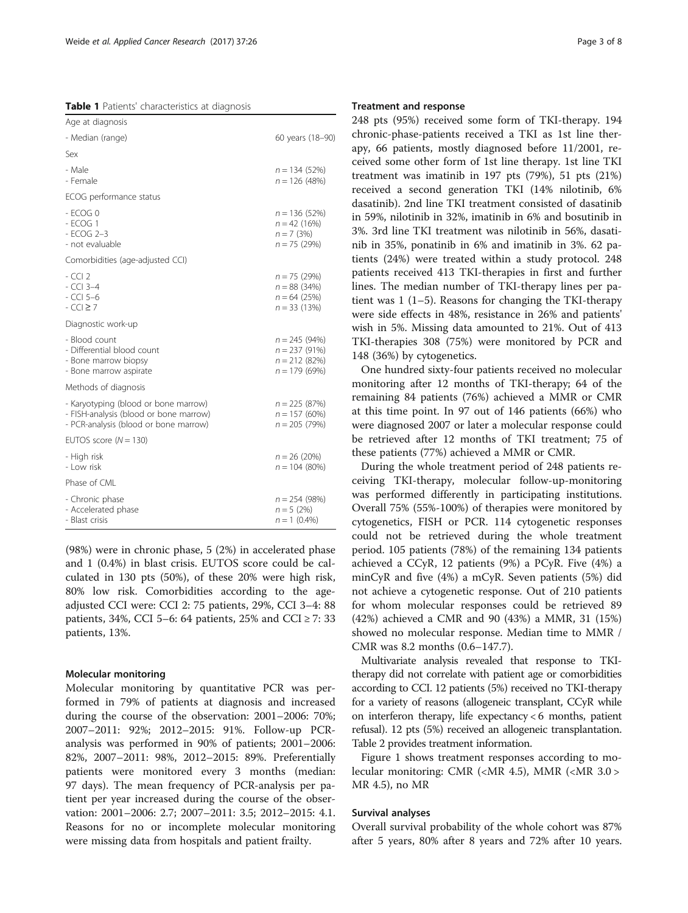**Table 1** Patients' characteristics at diagnosis

| | |
|---|---|
| Age at diagnosis | |
| - Median (range) | 60 years (18–90) |
| Sex | |
| - Male<br>- Female | n = 134 (52%)<br>n = 126 (48%) |
| ECOG performance status | |
| - ECOG 0<br>- ECOG 1<br>- ECOG 2–3<br>- not evaluable | n = 136 (52%)<br>n = 42 (16%)<br>n = 7 (3%)<br>n = 75 (29%) |
| Comorbidities (age-adjusted CCI) | |
| - CCI 2<br>- CCI 3–4<br>- CCI 5–6<br>- CCI ≥ 7 | n = 75 (29%)<br>n = 88 (34%)<br>n = 64 (25%)<br>n = 33 (13%) |
| Diagnostic work-up | |
| - Blood count<br>- Differential blood count<br>- Bone marrow biopsy<br>- Bone marrow aspirate | n = 245 (94%)<br>n = 237 (91%)<br>n = 212 (82%)<br>n = 179 (69%) |
| Methods of diagnosis | |
| - Karyotyping (blood or bone marrow)<br>- FISH-analysis (blood or bone marrow)<br>- PCR-analysis (blood or bone marrow) | n = 225 (87%)<br>n = 157 (60%)<br>n = 205 (79%) |
| EUTOS score (N = 130) | |
| - High risk<br>- Low risk | n = 26 (20%)<br>n = 104 (80%) |
| Phase of CML | |
| - Chronic phase<br>- Accelerated phase<br>- Blast crisis | n = 254 (98%)<br>n = 5 (2%)<br>n = 1 (0.4%) |

(98%) were in chronic phase, 5 (2%) in accelerated phase and 1 (0.4%) in blast crisis. EUTOS score could be calculated in 130 pts (50%), of these 20% were high risk, 80% low risk. Comorbidities according to the age-adjusted CCI were: CCI 2: 75 patients, 29%, CCI 3–4: 88 patients, 34%, CCI 5–6: 64 patients, 25% and CCI ≥ 7: 33 patients, 13%.

### Molecular monitoring

Molecular monitoring by quantitative PCR was performed in 79% of patients at diagnosis and increased during the course of the observation: 2001–2006: 70%; 2007–2011: 92%; 2012–2015: 91%. Follow-up PCR-analysis was performed in 90% of patients; 2001–2006: 82%, 2007–2011: 98%, 2012–2015: 89%. Preferentially patients were monitored every 3 months (median: 97 days). The mean frequency of PCR-analysis per patient per year increased during the course of the observation: 2001–2006: 2.7; 2007–2011: 3.5; 2012–2015: 4.1. Reasons for no or incomplete molecular monitoring were missing data from hospitals and patient frailty.

### Treatment and response

248 pts (95%) received some form of TKI-therapy. 194 chronic-phase-patients received a TKI as 1st line therapy, 66 patients, mostly diagnosed before 11/2001, received some other form of 1st line therapy. 1st line TKI treatment was imatinib in 197 pts (79%), 51 pts (21%) received a second generation TKI (14% nilotinib, 6% dasatinib). 2nd line TKI treatment consisted of dasatinib in 59%, nilotinib in 32%, imatinib in 6% and bosutinib in 3%. 3rd line TKI treatment was nilotinib in 56%, dasatinib in 35%, ponatinib in 6% and imatinib in 3%. 62 patients (24%) were treated within a study protocol. 248 patients received 413 TKI-therapies in first and further lines. The median number of TKI-therapy lines per patient was 1 (1–5). Reasons for changing the TKI-therapy were side effects in 48%, resistance in 26% and patients' wish in 5%. Missing data amounted to 21%. Out of 413 TKI-therapies 308 (75%) were monitored by PCR and 148 (36%) by cytogenetics.

One hundred sixty-four patients received no molecular monitoring after 12 months of TKI-therapy; 64 of the remaining 84 patients (76%) achieved a MMR or CMR at this time point. In 97 out of 146 patients (66%) who were diagnosed 2007 or later a molecular response could be retrieved after 12 months of TKI treatment; 75 of these patients (77%) achieved a MMR or CMR.

During the whole treatment period of 248 patients receiving TKI-therapy, molecular follow-up-monitoring was performed differently in participating institutions. Overall 75% (55%-100%) of therapies were monitored by cytogenetics, FISH or PCR. 114 cytogenetic responses could not be retrieved during the whole treatment period. 105 patients (78%) of the remaining 134 patients achieved a CCyR, 12 patients (9%) a PCyR. Five (4%) a minCyR and five (4%) a mCyR. Seven patients (5%) did not achieve a cytogenetic response. Out of 210 patients for whom molecular responses could be retrieved 89 (42%) achieved a CMR and 90 (43%) a MMR, 31 (15%) showed no molecular response. Median time to MMR / CMR was 8.2 months (0.6–147.7).

Multivariate analysis revealed that response to TKI-therapy did not correlate with patient age or comorbidities according to CCI. 12 patients (5%) received no TKI-therapy for a variety of reasons (allogeneic transplant, CCyR while on interferon therapy, life expectancy < 6 months, patient refusal). 12 pts (5%) received an allogeneic transplantation. Table 2 provides treatment information.

Figure 1 shows treatment responses according to molecular monitoring: CMR (<MR 4.5), MMR (<MR 3.0 > MR 4.5), no MR

### Survival analyses

Overall survival probability of the whole cohort was 87% after 5 years, 80% after 8 years and 72% after 10 years.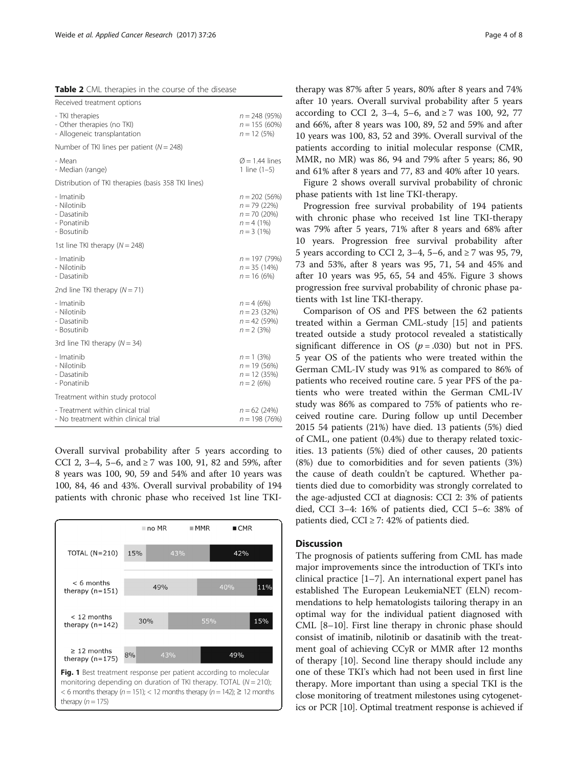**Table 2** CML therapies in the course of the disease

| Received treatment options | |
|---|---|
| - TKI therapies<br>- Other therapies (no TKI)<br>- Allogeneic transplantation | $n = 248$ (95%)<br>$n = 155$ (60%)<br>$n = 12$ (5%) |
| Number of TKI lines per patient ($N = 248$) | |
| - Mean<br>- Median (range) | Ø = 1.44 lines<br>1 line (1–5) |
| Distribution of TKI therapies (basis 358 TKI lines) | |
| - Imatinib<br>- Nilotinib<br>- Dasatinib<br>- Ponatinib<br>- Bosutinib | $n = 202$ (56%)<br>$n = 79$ (22%)<br>$n = 70$ (20%)<br>$n = 4$ (1%)<br>$n = 3$ (1%) |
| 1st line TKI therapy ($N = 248$) | |
| - Imatinib<br>- Nilotinib<br>- Dasatinib | $n = 197$ (79%)<br>$n = 35$ (14%)<br>$n = 16$ (6%) |
| 2nd line TKI therapy ($N = 71$) | |
| - Imatinib<br>- Nilotinib<br>- Dasatinib<br>- Bosutinib | $n = 4$ (6%)<br>$n = 23$ (32%)<br>$n = 42$ (59%)<br>$n = 2$ (3%) |
| 3rd line TKI therapy ($N = 34$) | |
| - Imatinib<br>- Nilotinib<br>- Dasatinib<br>- Ponatinib | $n = 1$ (3%)<br>$n = 19$ (56%)<br>$n = 12$ (35%)<br>$n = 2$ (6%) |
| Treatment within study protocol | |
| - Treatment within clinical trial<br>- No treatment within clinical trial | $n = 62$ (24%)<br>$n = 198$ (76%) |

Overall survival probability after 5 years according to CCI 2, 3–4, 5–6, and ≥ 7 was 100, 91, 82 and 59%, after 8 years was 100, 90, 59 and 54% and after 10 years was 100, 84, 46 and 43%. Overall survival probability of 194 patients with chronic phase who received 1st line TKI-therapy was 87% after 5 years, 80% after 8 years and 74% after 10 years. Overall survival probability after 5 years according to CCI 2, 3–4, 5–6, and ≥ 7 was 100, 92, 77 and 66%, after 8 years was 100, 89, 52 and 59% and after 10 years was 100, 83, 52 and 39%. Overall survival of the patients according to initial molecular response (CMR, MMR, no MR) was 86, 94 and 79% after 5 years; 86, 90 and 61% after 8 years and 77, 83 and 40% after 10 years.

| | no MR | MMR | CMR |
|---|---|---|---|
| TOTAL (N=210) | 15% | 43% | 42% |
| < 6 months therapy (n=151) | 49% | 40% | 11% |
| < 12 months therapy (n=142) | 30% | 55% | 15% |
| ≥ 12 months therapy (n=175) | 8% | 43% | 49% |

**Fig. 1** Best treatment response per patient according to molecular monitoring depending on duration of TKI therapy. TOTAL ($N = 210$); < 6 months therapy ($n = 151$); < 12 months therapy ($n = 142$); ≥ 12 months therapy ($n = 175$)

Figure 2 shows overall survival probability of chronic phase patients with 1st line TKI-therapy.

Progression free survival probability of 194 patients with chronic phase who received 1st line TKI-therapy was 79% after 5 years, 71% after 8 years and 68% after 10 years. Progression free survival probability after 5 years according to CCI 2, 3–4, 5–6, and ≥ 7 was 95, 79, 73 and 53%, after 8 years was 95, 71, 54 and 45% and after 10 years was 95, 65, 54 and 45%. Figure 3 shows progression free survival probability of chronic phase patients with 1st line TKI-therapy.

Comparison of OS and PFS between the 62 patients treated within a German CML-study [15] and patients treated outside a study protocol revealed a statistically significant difference in OS ($p = .030$) but not in PFS. 5 year OS of the patients who were treated within the German CML-IV study was 91% as compared to 86% of patients who received routine care. 5 year PFS of the patients who were treated within the German CML-IV study was 86% as compared to 75% of patients who received routine care. During follow up until December 2015 54 patients (21%) have died. 13 patients (5%) died of CML, one patient (0.4%) due to therapy related toxicities. 13 patients (5%) died of other causes, 20 patients (8%) due to comorbidities and for seven patients (3%) the cause of death couldn't be captured. Whether patients died due to comorbidity was strongly correlated to the age-adjusted CCI at diagnosis: CCI 2: 3% of patients died, CCI 3–4: 16% of patients died, CCI 5–6: 38% of patients died, CCI ≥ 7: 42% of patients died.

## Discussion

The prognosis of patients suffering from CML has made major improvements since the introduction of TKI's into clinical practice [1–7]. An international expert panel has established The European LeukemiaNET (ELN) recommendations to help hematologists tailoring therapy in an optimal way for the individual patient diagnosed with CML [8–10]. First line therapy in chronic phase should consist of imatinib, nilotinib or dasatinib with the treatment goal of achieving CCyR or MMR after 12 months of therapy [10]. Second line therapy should include any one of these TKI's which had not been used in first line therapy. More important than using a special TKI is the close monitoring of treatment milestones using cytogenetics or PCR [10]. Optimal treatment response is achieved if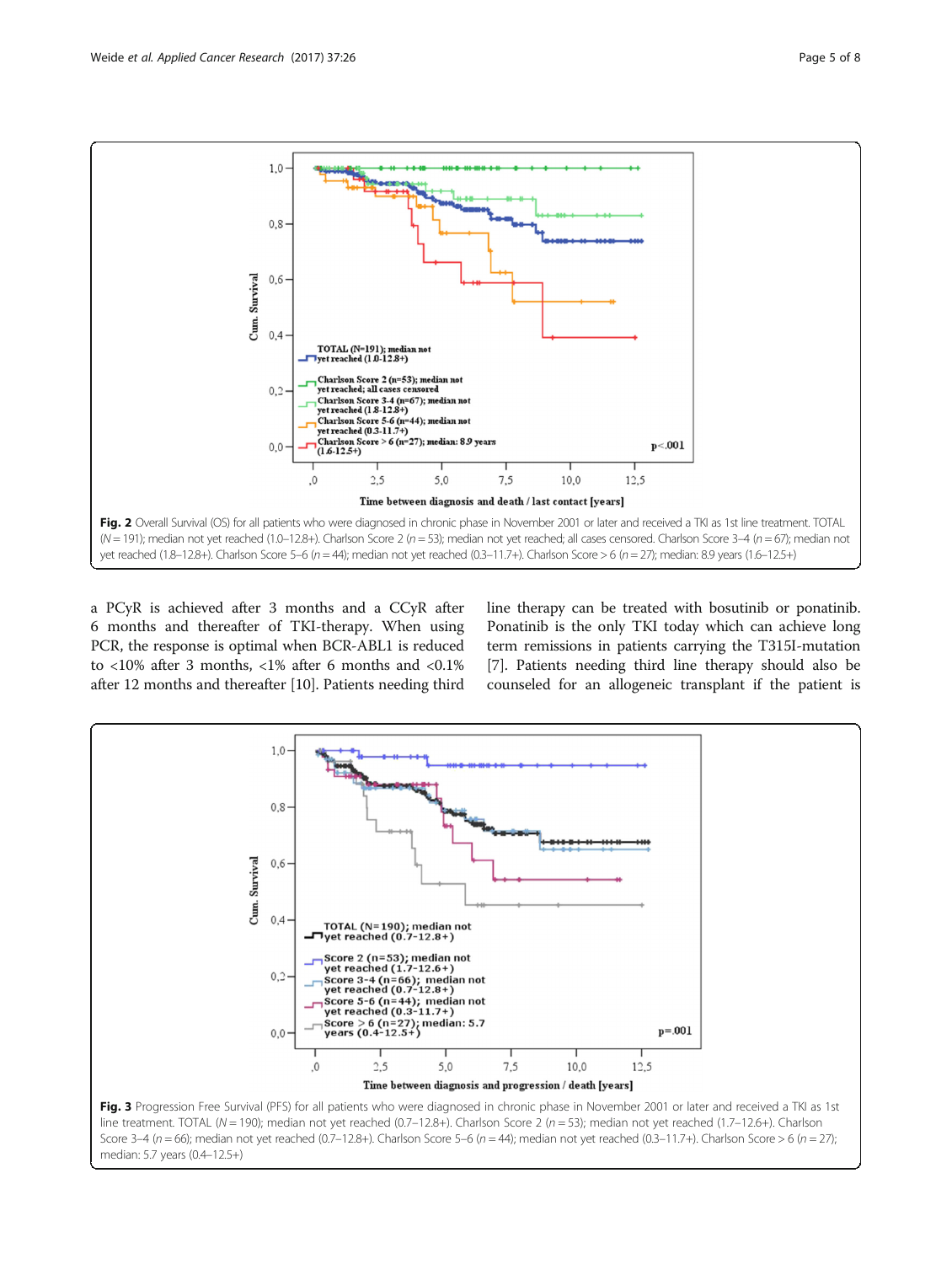**Fig. 2** Overall Survival (OS) for all patients who were diagnosed in chronic phase in November 2001 or later and received a TKI as 1st line treatment. TOTAL (*N* = 191); median not yet reached (1.0–12.8+). Charlson Score 2 (*n* = 53); median not yet reached; all cases censored. Charlson Score 3–4 (*n* = 67); median not yet reached (1.8–12.8+). Charlson Score 5–6 (*n* = 44); median not yet reached (0.3–11.7+). Charlson Score > 6 (*n* = 27); median: 8.9 years (1.6–12.5+)

a PCyR is achieved after 3 months and a CCyR after 6 months and thereafter of TKI-therapy. When using PCR, the response is optimal when BCR-ABL1 is reduced to <10% after 3 months, <1% after 6 months and <0.1% after 12 months and thereafter [10]. Patients needing third line therapy can be treated with bosutinib or ponatinib. Ponatinib is the only TKI today which can achieve long term remissions in patients carrying the T315I-mutation [7]. Patients needing third line therapy should also be counseled for an allogeneic transplant if the patient is

**Fig. 3** Progression Free Survival (PFS) for all patients who were diagnosed in chronic phase in November 2001 or later and received a TKI as 1st line treatment. TOTAL (*N* = 190); median not yet reached (0.7–12.8+). Charlson Score 2 (*n* = 53); median not yet reached (1.7–12.6+). Charlson Score 3–4 (*n* = 66); median not yet reached (0.7–12.8+). Charlson Score 5–6 (*n* = 44); median not yet reached (0.3–11.7+). Charlson Score > 6 (*n* = 27); median: 5.7 years (0.4–12.5+)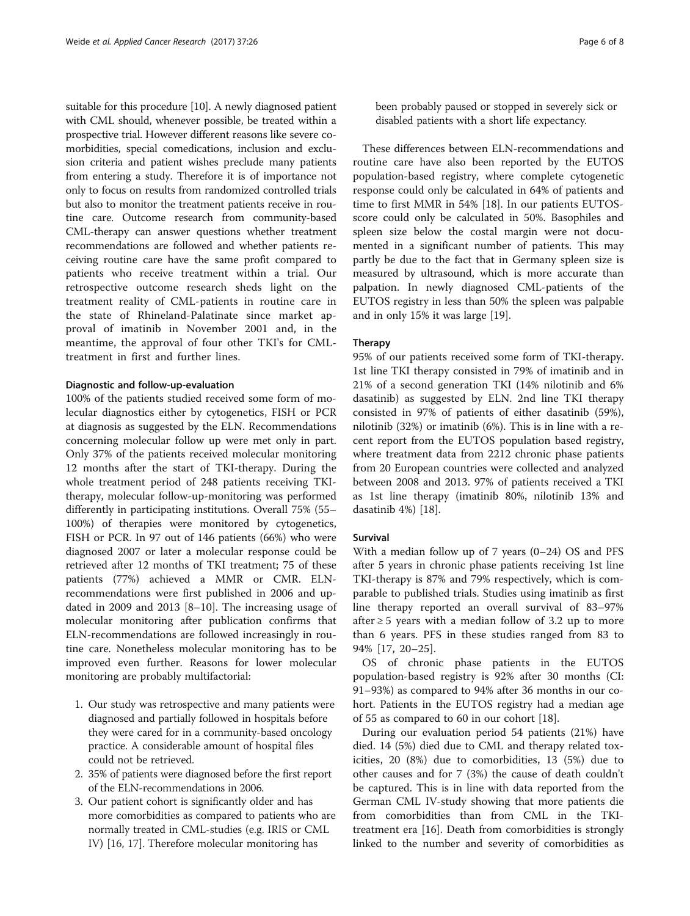suitable for this procedure [10]. A newly diagnosed patient with CML should, whenever possible, be treated within a prospective trial. However different reasons like severe comorbidities, special comedications, inclusion and exclusion criteria and patient wishes preclude many patients from entering a study. Therefore it is of importance not only to focus on results from randomized controlled trials but also to monitor the treatment patients receive in routine care. Outcome research from community-based CML-therapy can answer questions whether treatment recommendations are followed and whether patients receiving routine care have the same profit compared to patients who receive treatment within a trial. Our retrospective outcome research sheds light on the treatment reality of CML-patients in routine care in the state of Rhineland-Palatinate since market approval of imatinib in November 2001 and, in the meantime, the approval of four other TKI's for CML-treatment in first and further lines.

#### Diagnostic and follow-up-evaluation

100% of the patients studied received some form of molecular diagnostics either by cytogenetics, FISH or PCR at diagnosis as suggested by the ELN. Recommendations concerning molecular follow up were met only in part. Only 37% of the patients received molecular monitoring 12 months after the start of TKI-therapy. During the whole treatment period of 248 patients receiving TKI-therapy, molecular follow-up-monitoring was performed differently in participating institutions. Overall 75% (55–100%) of therapies were monitored by cytogenetics, FISH or PCR. In 97 out of 146 patients (66%) who were diagnosed 2007 or later a molecular response could be retrieved after 12 months of TKI treatment; 75 of these patients (77%) achieved a MMR or CMR. ELN-recommendations were first published in 2006 and updated in 2009 and 2013 [8–10]. The increasing usage of molecular monitoring after publication confirms that ELN-recommendations are followed increasingly in routine care. Nonetheless molecular monitoring has to be improved even further. Reasons for lower molecular monitoring are probably multifactorial:

1. Our study was retrospective and many patients were diagnosed and partially followed in hospitals before they were cared for in a community-based oncology practice. A considerable amount of hospital files could not be retrieved.
2. 35% of patients were diagnosed before the first report of the ELN-recommendations in 2006.
3. Our patient cohort is significantly older and has more comorbidities as compared to patients who are normally treated in CML-studies (e.g. IRIS or CML IV) [16, 17]. Therefore molecular monitoring has been probably paused or stopped in severely sick or disabled patients with a short life expectancy.

These differences between ELN-recommendations and routine care have also been reported by the EUTOS population-based registry, where complete cytogenetic response could only be calculated in 64% of patients and time to first MMR in 54% [18]. In our patients EUTOS-score could only be calculated in 50%. Basophiles and spleen size below the costal margin were not documented in a significant number of patients. This may partly be due to the fact that in Germany spleen size is measured by ultrasound, which is more accurate than palpation. In newly diagnosed CML-patients of the EUTOS registry in less than 50% the spleen was palpable and in only 15% it was large [19].

#### Therapy

95% of our patients received some form of TKI-therapy. 1st line TKI therapy consisted in 79% of imatinib and in 21% of a second generation TKI (14% nilotinib and 6% dasatinib) as suggested by ELN. 2nd line TKI therapy consisted in 97% of patients of either dasatinib (59%), nilotinib (32%) or imatinib (6%). This is in line with a recent report from the EUTOS population based registry, where treatment data from 2212 chronic phase patients from 20 European countries were collected and analyzed between 2008 and 2013. 97% of patients received a TKI as 1st line therapy (imatinib 80%, nilotinib 13% and dasatinib 4%) [18].

#### Survival

With a median follow up of 7 years (0–24) OS and PFS after 5 years in chronic phase patients receiving 1st line TKI-therapy is 87% and 79% respectively, which is comparable to published trials. Studies using imatinib as first line therapy reported an overall survival of 83–97% after ≥ 5 years with a median follow of 3.2 up to more than 6 years. PFS in these studies ranged from 83 to 94% [17, 20–25].

OS of chronic phase patients in the EUTOS population-based registry is 92% after 30 months (CI: 91–93%) as compared to 94% after 36 months in our cohort. Patients in the EUTOS registry had a median age of 55 as compared to 60 in our cohort [18].

During our evaluation period 54 patients (21%) have died. 14 (5%) died due to CML and therapy related toxicities, 20 (8%) due to comorbidities, 13 (5%) due to other causes and for 7 (3%) the cause of death couldn't be captured. This is in line with data reported from the German CML IV-study showing that more patients die from comorbidities than from CML in the TKI-treatment era [16]. Death from comorbidities is strongly linked to the number and severity of comorbidities as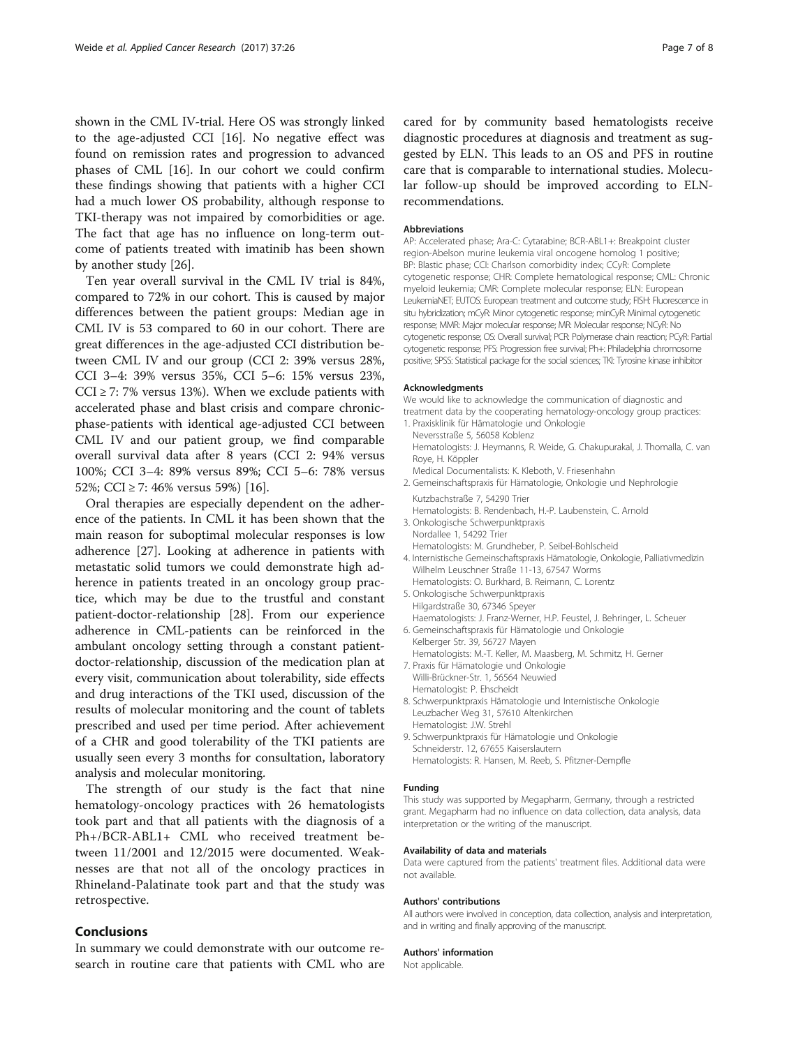shown in the CML IV-trial. Here OS was strongly linked to the age-adjusted CCI [16]. No negative effect was found on remission rates and progression to advanced phases of CML [16]. In our cohort we could confirm these findings showing that patients with a higher CCI had a much lower OS probability, although response to TKI-therapy was not impaired by comorbidities or age. The fact that age has no influence on long-term outcome of patients treated with imatinib has been shown by another study [26].

Ten year overall survival in the CML IV trial is 84%, compared to 72% in our cohort. This is caused by major differences between the patient groups: Median age in CML IV is 53 compared to 60 in our cohort. There are great differences in the age-adjusted CCI distribution between CML IV and our group (CCI 2: 39% versus 28%, CCI 3–4: 39% versus 35%, CCI 5–6: 15% versus 23%, CCI ≥ 7: 7% versus 13%). When we exclude patients with accelerated phase and blast crisis and compare chronic-phase-patients with identical age-adjusted CCI between CML IV and our patient group, we find comparable overall survival data after 8 years (CCI 2: 94% versus 100%; CCI 3–4: 89% versus 89%; CCI 5–6: 78% versus 52%; CCI ≥ 7: 46% versus 59%) [16].

Oral therapies are especially dependent on the adherence of the patients. In CML it has been shown that the main reason for suboptimal molecular responses is low adherence [27]. Looking at adherence in patients with metastatic solid tumors we could demonstrate high adherence in patients treated in an oncology group practice, which may be due to the trustful and constant patient-doctor-relationship [28]. From our experience adherence in CML-patients can be reinforced in the ambulant oncology setting through a constant patient-doctor-relationship, discussion of the medication plan at every visit, communication about tolerability, side effects and drug interactions of the TKI used, discussion of the results of molecular monitoring and the count of tablets prescribed and used per time period. After achievement of a CHR and good tolerability of the TKI patients are usually seen every 3 months for consultation, laboratory analysis and molecular monitoring.

The strength of our study is the fact that nine hematology-oncology practices with 26 hematologists took part and that all patients with the diagnosis of a Ph+/BCR-ABL1+ CML who received treatment between 11/2001 and 12/2015 were documented. Weaknesses are that not all of the oncology practices in Rhineland-Palatinate took part and that the study was retrospective.

## Conclusions

In summary we could demonstrate with our outcome research in routine care that patients with CML who are cared for by community based hematologists receive diagnostic procedures at diagnosis and treatment as suggested by ELN. This leads to an OS and PFS in routine care that is comparable to international studies. Molecular follow-up should be improved according to ELN-recommendations.

#### Abbreviations

AP: Accelerated phase; Ara-C: Cytarabine; BCR-ABL1+: Breakpoint cluster region-Abelson murine leukemia viral oncogene homolog 1 positive; BP: Blastic phase; CCI: Charlson comorbidity index; CCyR: Complete cytogenetic response; CHR: Complete hematological response; CML: Chronic myeloid leukemia; CMR: Complete molecular response; ELN: European LeukemiaNET; EUTOS: European treatment and outcome study; FISH: Fluorescence in situ hybridization; mCyR: Minor cytogenetic response; minCyR: Minimal cytogenetic response; MMR: Major molecular response; MR: Molecular response; NCyR: No cytogenetic response; OS: Overall survival; PCR: Polymerase chain reaction; PCyR: Partial cytogenetic response; PFS: Progression free survival; Ph+: Philadelphia chromosome positive; SPSS: Statistical package for the social sciences; TKI: Tyrosine kinase inhibitor

#### Acknowledgments

We would like to acknowledge the communication of diagnostic and treatment data by the cooperating hematology-oncology group practices:

1. Praxisklinik für Hämatologie und Onkologie
   Neversstraße 5, 56058 Koblenz
   Hematologists: J. Heymanns, R. Weide, G. Chakupurakal, J. Thomalla, C. van Roye, H. Köppler
   Medical Documentalists: K. Kleboth, V. Friesenhahn
2. Gemeinschaftspraxis für Hämatologie, Onkologie und Nephrologie
   Kutzbachstraße 7, 54290 Trier
   Hematologists: B. Rendenbach, H.-P. Laubenstein, C. Arnold
3. Onkologische Schwerpunktpraxis
   Nordallee 1, 54292 Trier
   Hematologists: M. Grundheber, P. Seibel-Bohlscheid
4. Internistische Gemeinschaftspraxis Hämatologie, Onkologie, Palliativmedizin
   Wilhelm Leuschner Straße 11-13, 67547 Worms
   Hematologists: O. Burkhard, B. Reimann, C. Lorentz
5. Onkologische Schwerpunktpraxis
   Hilgardstraße 30, 67346 Speyer
   Haematologists: J. Franz-Werner, H.P. Feustel, J. Behringer, L. Scheuer
6. Gemeinschaftspraxis für Hämatologie und Onkologie
   Kelberger Str. 39, 56727 Mayen
   Hematologists: M.-T. Keller, M. Maasberg, M. Schmitz, H. Gerner
7. Praxis für Hämatologie und Onkologie
   Willi-Brückner-Str. 1, 56564 Neuwied
   Hematologist: P. Ehscheidt
8. Schwerpunktpraxis Hämatologie und Internistische Onkologie
   Leuzbacher Weg 31, 57610 Altenkirchen
   Hematologist: J.W. Strehl
9. Schwerpunktpraxis für Hämatologie und Onkologie
   Schneiderstr. 12, 67655 Kaiserslautern
   Hematologists: R. Hansen, M. Reeb, S. Pfitzner-Dempfle

#### Funding

This study was supported by Megapharm, Germany, through a restricted grant. Megapharm had no influence on data collection, data analysis, data interpretation or the writing of the manuscript.

#### Availability of data and materials

Data were captured from the patients' treatment files. Additional data were not available.

#### Authors' contributions

All authors were involved in conception, data collection, analysis and interpretation, and in writing and finally approving of the manuscript.

#### Authors' information

Not applicable.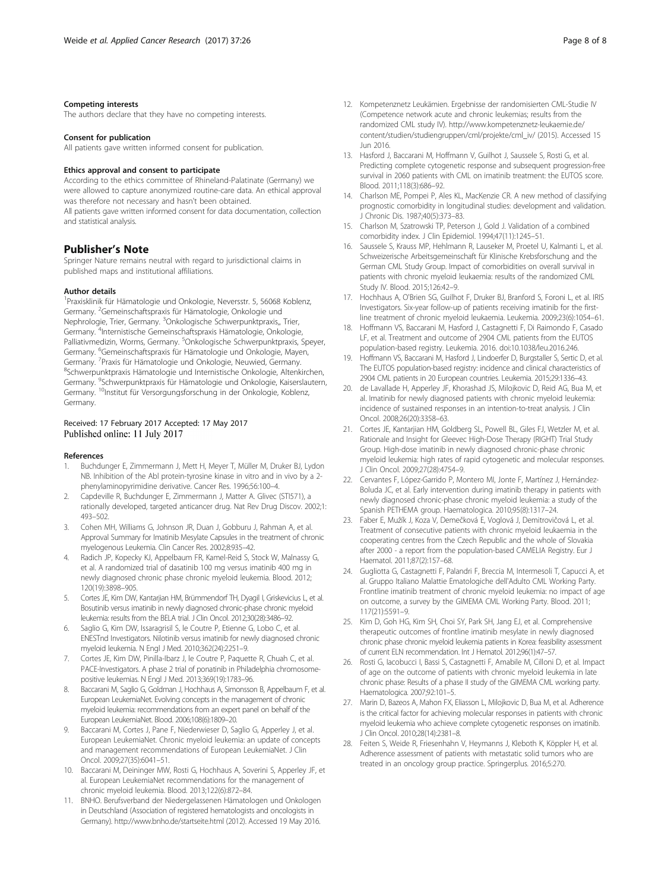#### Competing interests
The authors declare that they have no competing interests.

#### Consent for publication
All patients gave written informed consent for publication.

#### Ethics approval and consent to participate
According to the ethics committee of Rhineland-Palatinate (Germany) we were allowed to capture anonymized routine-care data. An ethical approval was therefore not necessary and hasn't been obtained.
All patients gave written informed consent for data documentation, collection and statistical analysis.

## Publisher's Note
Springer Nature remains neutral with regard to jurisdictional claims in published maps and institutional affiliations.

#### Author details
[1]Praxisklinik für Hämatologie und Onkologie, Neversstr. 5, 56068 Koblenz, Germany. [2]Gemeinschaftspraxis für Hämatologie, Onkologie und Nephrologie, Trier, Germany. [3]Onkologische Schwerpunktpraxis,, Trier, Germany. [4]Internistische Gemeinschaftspraxis Hämatologie, Onkologie, Palliativmedizin, Worms, Germany. [5]Onkologische Schwerpunktpraxis, Speyer, Germany. [6]Gemeinschaftspraxis für Hämatologie und Onkologie, Mayen, Germany. [7]Praxis für Hämatologie und Onkologie, Neuwied, Germany. [8]Schwerpunktpraxis Hämatologie und Internistische Onkologie, Altenkirchen, Germany. [9]Schwerpunktpraxis für Hämatologie und Onkologie, Kaiserslautern, Germany. [10]Institut für Versorgungsforschung in der Onkologie, Koblenz, Germany.

Received: 17 February 2017 Accepted: 17 May 2017
Published online: 11 July 2017

#### References
1. Buchdunger E, Zimmermann J, Mett H, Meyer T, Müller M, Druker BJ, Lydon NB. Inhibition of the Abl protein-tyrosine kinase in vitro and in vivo by a 2-phenylaminopyrimidine derivative. Cancer Res. 1996;56:100–4.
2. Capdeville R, Buchdunger E, Zimmermann J, Matter A. Glivec (STI571), a rationally developed, targeted anticancer drug. Nat Rev Drug Discov. 2002;1: 493–502.
3. Cohen MH, Williams G, Johnson JR, Duan J, Gobburu J, Rahman A, et al. Approval Summary for Imatinib Mesylate Capsules in the treatment of chronic myelogenous Leukemia. Clin Cancer Res. 2002;8:935–42.
4. Radich JP, Kopecky KJ, Appelbaum FR, Kamel-Reid S, Stock W, Malnassy G, et al. A randomized trial of dasatinib 100 mg versus imatinib 400 mg in newly diagnosed chronic phase chronic myeloid leukemia. Blood. 2012; 120(19):3898–905.
5. Cortes JE, Kim DW, Kantarjian HM, Brümmendorf TH, Dyagil I, Griskevicius L, et al. Bosutinib versus imatinib in newly diagnosed chronic-phase chronic myeloid leukemia: results from the BELA trial. J Clin Oncol. 2012;30(28):3486–92.
6. Saglio G, Kim DW, Issaragrisil S, le Coutre P, Etienne G, Lobo C, et al. ENESTnd Investigators. Nilotinib versus imatinib for newly diagnosed chronic myeloid leukemia. N Engl J Med. 2010;362(24):2251–9.
7. Cortes JE, Kim DW, Pinilla-Ibarz J, le Coutre P, Paquette R, Chuah C, et al. PACE-Investigators. A phase 2 trial of ponatinib in Philadelphia chromosome-positive leukemias. N Engl J Med. 2013;369(19):1783–96.
8. Baccarani M, Saglio G, Goldman J, Hochhaus A, Simonsson B, Appelbaum F, et al. European LeukemiaNet. Evolving concepts in the management of chronic myeloid leukemia: recommendations from an expert panel on behalf of the European LeukemiaNet. Blood. 2006;108(6):1809–20.
9. Baccarani M, Cortes J, Pane F, Niederwieser D, Saglio G, Apperley J, et al. European LeukemiaNet. Chronic myeloid leukemia: an update of concepts and management recommendations of European LeukemiaNet. J Clin Oncol. 2009;27(35):6041–51.
10. Baccarani M, Deininger MW, Rosti G, Hochhaus A, Soverini S, Apperley JF, et al. European LeukemiaNet recommendations for the management of chronic myeloid leukemia. Blood. 2013;122(6):872–84.
11. BNHO. Berufsverband der Niedergelassenen Hämatologen und Onkologen in Deutschland (Association of registered hematologists and oncologists in Germany). http://www.bnho.de/startseite.html (2012). Accessed 19 May 2016.
12. Kompetenznetz Leukämien. Ergebnisse der randomisierten CML-Studie IV (Competence network acute and chronic leukemias; results from the randomized CML study IV). http://www.kompetenznetz-leukaemie.de/content/studien/studiengruppen/cml/projekte/cml_iv/ (2015). Accessed 15 Jun 2016.
13. Hasford J, Baccarani M, Hoffmann V, Guilhot J, Saussele S, Rosti G, et al. Predicting complete cytogenetic response and subsequent progression-free survival in 2060 patients with CML on imatinib treatment: the EUTOS score. Blood. 2011;118(3):686–92.
14. Charlson ME, Pompei P, Ales KL, MacKenzie CR. A new method of classifying prognostic comorbidity in longitudinal studies: development and validation. J Chronic Dis. 1987;40(5):373–83.
15. Charlson M, Szatrowski TP, Peterson J, Gold J. Validation of a combined comorbidity index. J Clin Epidemiol. 1994;47(11):1245–51.
16. Saussele S, Krauss MP, Hehlmann R, Lauseker M, Proetel U, Kalmanti L, et al. Schweizerische Arbeitsgemeinschaft für Klinische Krebsforschung and the German CML Study Group. Impact of comorbidities on overall survival in patients with chronic myeloid leukaemia: results of the randomized CML Study IV. Blood. 2015;126:42–9.
17. Hochhaus A, O'Brien SG, Guilhot F, Druker BJ, Branford S, Foroni L, et al. IRIS Investigators. Six-year follow-up of patients receiving imatinib for the first-line treatment of chronic myeloid leukaemia. Leukemia. 2009;23(6):1054–61.
18. Hoffmann VS, Baccarani M, Hasford J, Castagnetti F, Di Raimondo F, Casado LF, et al. Treatment and outcome of 2904 CML patients from the EUTOS population-based registry. Leukemia. 2016. doi:10.1038/leu.2016.246.
19. Hoffmann VS, Baccarani M, Hasford J, Lindoerfer D, Burgstaller S, Sertic D, et al. The EUTOS population-based registry: incidence and clinical characteristics of 2904 CML patients in 20 European countries. Leukemia. 2015;29:1336–43.
20. de Lavallade H, Apperley JF, Khorashad JS, Milojkovic D, Reid AG, Bua M, et al. Imatinib for newly diagnosed patients with chronic myeloid leukemia: incidence of sustained responses in an intention-to-treat analysis. J Clin Oncol. 2008;26(20):3358–63.
21. Cortes JE, Kantarjian HM, Goldberg SL, Powell BL, Giles FJ, Wetzler M, et al. Rationale and Insight for Gleevec High-Dose Therapy (RIGHT) Trial Study Group. High-dose imatinib in newly diagnosed chronic-phase chronic myeloid leukemia: high rates of rapid cytogenetic and molecular responses. J Clin Oncol. 2009;27(28):4754–9.
22. Cervantes F, López-Garrido P, Montero MI, Jonte F, Martínez J, Hernández-Boluda JC, et al. Early intervention during imatinib therapy in patients with newly diagnosed chronic-phase chronic myeloid leukemia: a study of the Spanish PETHEMA group. Haematologica. 2010;95(8):1317–24.
23. Faber E, Mužík J, Koza V, Demečková E, Voglová J, Demitrovičová L, et al. Treatment of consecutive patients with chronic myeloid leukaemia in the cooperating centres from the Czech Republic and the whole of Slovakia after 2000 - a report from the population-based CAMELIA Registry. Eur J Haematol. 2011;87(2):157–68.
24. Gugliotta G, Castagnetti F, Palandri F, Breccia M, Intermesoli T, Capucci A, et al. Gruppo Italiano Malattie Ematologiche dell'Adulto CML Working Party. Frontline imatinib treatment of chronic myeloid leukemia: no impact of age on outcome, a survey by the GIMEMA CML Working Party. Blood. 2011; 117(21):5591–9.
25. Kim D, Goh HG, Kim SH, Choi SY, Park SH, Jang EJ, et al. Comprehensive therapeutic outcomes of frontline imatinib mesylate in newly diagnosed chronic phase chronic myeloid leukemia patients in Korea: feasibility assessment of current ELN recommendation. Int J Hematol. 2012;96(1):47–57.
26. Rosti G, Iacobucci I, Bassi S, Castagnetti F, Amabile M, Cilloni D, et al. Impact of age on the outcome of patients with chronic myeloid leukemia in late chronic phase: Results of a phase II study of the GIMEMA CML working party. Haematologica. 2007;92:101–5.
27. Marin D, Bazeos A, Mahon FX, Eliasson L, Milojkovic D, Bua M, et al. Adherence is the critical factor for achieving molecular responses in patients with chronic myeloid leukemia who achieve complete cytogenetic responses on imatinib. J Clin Oncol. 2010;28(14):2381–8.
28. Feiten S, Weide R, Friesenhahn V, Heymanns J, Kleboth K, Köppler H, et al. Adherence assessment of patients with metastatic solid tumors who are treated in an oncology group practice. Springerplus. 2016;5:270.